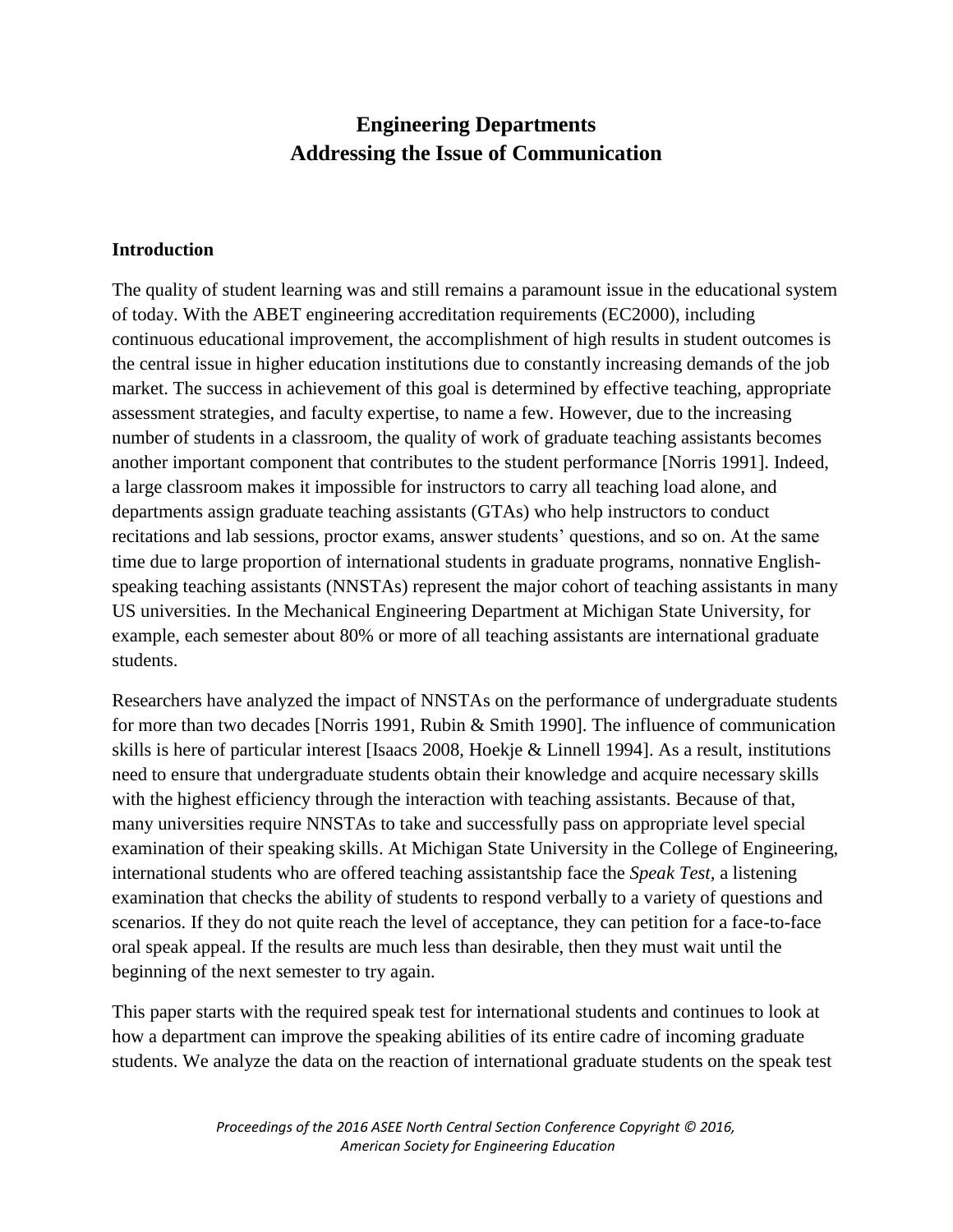# Engineering Departments
# Addressing the Issue of Communication

## Introduction

The quality of student learning was and still remains a paramount issue in the educational system of today. With the ABET engineering accreditation requirements (EC2000), including continuous educational improvement, the accomplishment of high results in student outcomes is the central issue in higher education institutions due to constantly increasing demands of the job market. The success in achievement of this goal is determined by effective teaching, appropriate assessment strategies, and faculty expertise, to name a few. However, due to the increasing number of students in a classroom, the quality of work of graduate teaching assistants becomes another important component that contributes to the student performance [Norris 1991]. Indeed, a large classroom makes it impossible for instructors to carry all teaching load alone, and departments assign graduate teaching assistants (GTAs) who help instructors to conduct recitations and lab sessions, proctor exams, answer students' questions, and so on. At the same time due to large proportion of international students in graduate programs, nonnative English-speaking teaching assistants (NNSTAs) represent the major cohort of teaching assistants in many US universities. In the Mechanical Engineering Department at Michigan State University, for example, each semester about 80% or more of all teaching assistants are international graduate students.

Researchers have analyzed the impact of NNSTAs on the performance of undergraduate students for more than two decades [Norris 1991, Rubin & Smith 1990]. The influence of communication skills is here of particular interest [Isaacs 2008, Hoekje & Linnell 1994]. As a result, institutions need to ensure that undergraduate students obtain their knowledge and acquire necessary skills with the highest efficiency through the interaction with teaching assistants. Because of that, many universities require NNSTAs to take and successfully pass on appropriate level special examination of their speaking skills. At Michigan State University in the College of Engineering, international students who are offered teaching assistantship face the *Speak Test*, a listening examination that checks the ability of students to respond verbally to a variety of questions and scenarios. If they do not quite reach the level of acceptance, they can petition for a face-to-face oral speak appeal. If the results are much less than desirable, then they must wait until the beginning of the next semester to try again.

This paper starts with the required speak test for international students and continues to look at how a department can improve the speaking abilities of its entire cadre of incoming graduate students. We analyze the data on the reaction of international graduate students on the speak test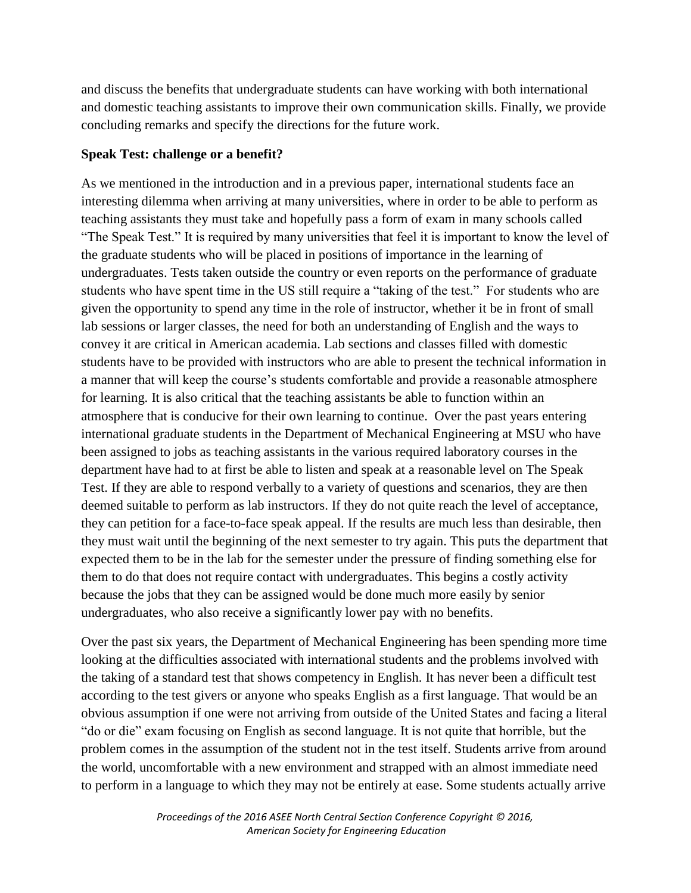and discuss the benefits that undergraduate students can have working with both international and domestic teaching assistants to improve their own communication skills. Finally, we provide concluding remarks and specify the directions for the future work.

**Speak Test: challenge or a benefit?**

As we mentioned in the introduction and in a previous paper, international students face an interesting dilemma when arriving at many universities, where in order to be able to perform as teaching assistants they must take and hopefully pass a form of exam in many schools called "The Speak Test." It is required by many universities that feel it is important to know the level of the graduate students who will be placed in positions of importance in the learning of undergraduates. Tests taken outside the country or even reports on the performance of graduate students who have spent time in the US still require a "taking of the test." For students who are given the opportunity to spend any time in the role of instructor, whether it be in front of small lab sessions or larger classes, the need for both an understanding of English and the ways to convey it are critical in American academia. Lab sections and classes filled with domestic students have to be provided with instructors who are able to present the technical information in a manner that will keep the course's students comfortable and provide a reasonable atmosphere for learning. It is also critical that the teaching assistants be able to function within an atmosphere that is conducive for their own learning to continue. Over the past years entering international graduate students in the Department of Mechanical Engineering at MSU who have been assigned to jobs as teaching assistants in the various required laboratory courses in the department have had to at first be able to listen and speak at a reasonable level on The Speak Test. If they are able to respond verbally to a variety of questions and scenarios, they are then deemed suitable to perform as lab instructors. If they do not quite reach the level of acceptance, they can petition for a face-to-face speak appeal. If the results are much less than desirable, then they must wait until the beginning of the next semester to try again. This puts the department that expected them to be in the lab for the semester under the pressure of finding something else for them to do that does not require contact with undergraduates. This begins a costly activity because the jobs that they can be assigned would be done much more easily by senior undergraduates, who also receive a significantly lower pay with no benefits.

Over the past six years, the Department of Mechanical Engineering has been spending more time looking at the difficulties associated with international students and the problems involved with the taking of a standard test that shows competency in English. It has never been a difficult test according to the test givers or anyone who speaks English as a first language. That would be an obvious assumption if one were not arriving from outside of the United States and facing a literal "do or die" exam focusing on English as second language. It is not quite that horrible, but the problem comes in the assumption of the student not in the test itself. Students arrive from around the world, uncomfortable with a new environment and strapped with an almost immediate need to perform in a language to which they may not be entirely at ease. Some students actually arrive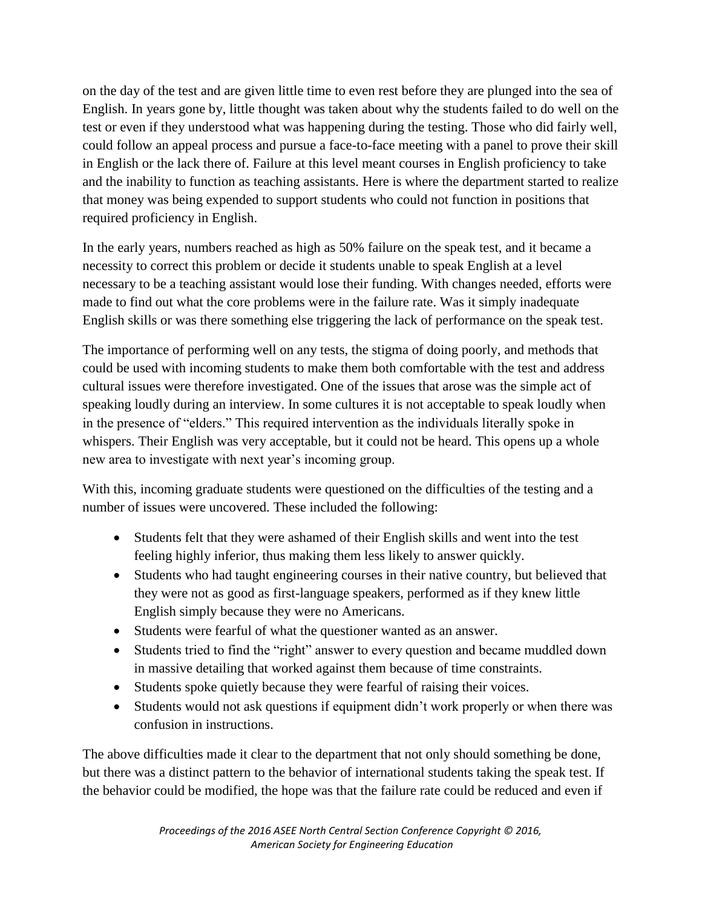on the day of the test and are given little time to even rest before they are plunged into the sea of English. In years gone by, little thought was taken about why the students failed to do well on the test or even if they understood what was happening during the testing. Those who did fairly well, could follow an appeal process and pursue a face-to-face meeting with a panel to prove their skill in English or the lack there of. Failure at this level meant courses in English proficiency to take and the inability to function as teaching assistants. Here is where the department started to realize that money was being expended to support students who could not function in positions that required proficiency in English.

In the early years, numbers reached as high as 50% failure on the speak test, and it became a necessity to correct this problem or decide it students unable to speak English at a level necessary to be a teaching assistant would lose their funding. With changes needed, efforts were made to find out what the core problems were in the failure rate. Was it simply inadequate English skills or was there something else triggering the lack of performance on the speak test.

The importance of performing well on any tests, the stigma of doing poorly, and methods that could be used with incoming students to make them both comfortable with the test and address cultural issues were therefore investigated. One of the issues that arose was the simple act of speaking loudly during an interview. In some cultures it is not acceptable to speak loudly when in the presence of "elders." This required intervention as the individuals literally spoke in whispers. Their English was very acceptable, but it could not be heard. This opens up a whole new area to investigate with next year's incoming group.

With this, incoming graduate students were questioned on the difficulties of the testing and a number of issues were uncovered. These included the following:

- Students felt that they were ashamed of their English skills and went into the test feeling highly inferior, thus making them less likely to answer quickly.
- Students who had taught engineering courses in their native country, but believed that they were not as good as first-language speakers, performed as if they knew little English simply because they were no Americans.
- Students were fearful of what the questioner wanted as an answer.
- Students tried to find the "right" answer to every question and became muddled down in massive detailing that worked against them because of time constraints.
- Students spoke quietly because they were fearful of raising their voices.
- Students would not ask questions if equipment didn't work properly or when there was confusion in instructions.

The above difficulties made it clear to the department that not only should something be done, but there was a distinct pattern to the behavior of international students taking the speak test. If the behavior could be modified, the hope was that the failure rate could be reduced and even if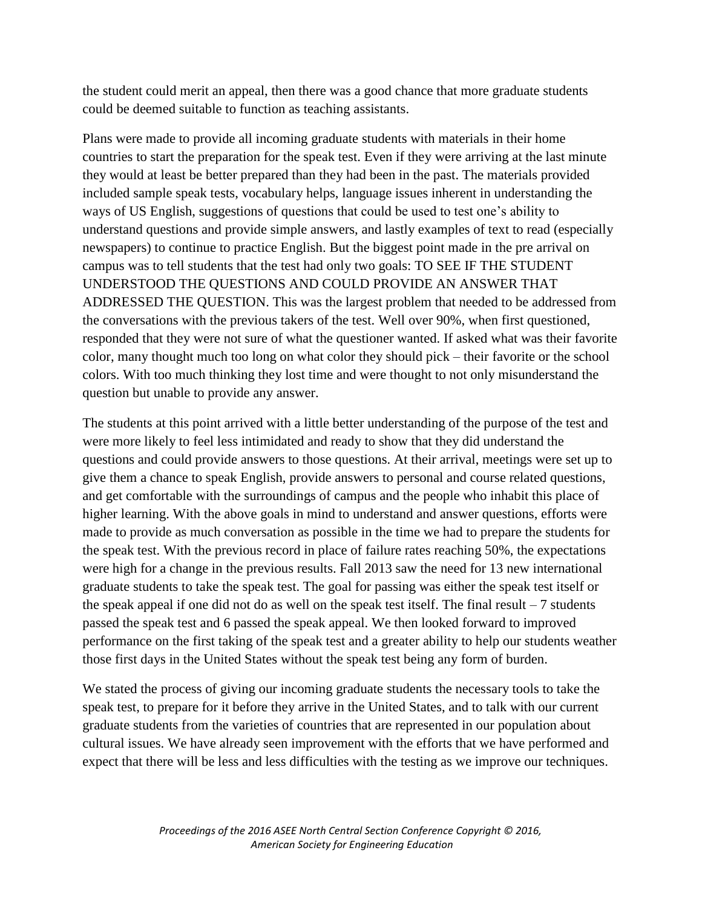the student could merit an appeal, then there was a good chance that more graduate students could be deemed suitable to function as teaching assistants.

Plans were made to provide all incoming graduate students with materials in their home countries to start the preparation for the speak test. Even if they were arriving at the last minute they would at least be better prepared than they had been in the past. The materials provided included sample speak tests, vocabulary helps, language issues inherent in understanding the ways of US English, suggestions of questions that could be used to test one's ability to understand questions and provide simple answers, and lastly examples of text to read (especially newspapers) to continue to practice English. But the biggest point made in the pre arrival on campus was to tell students that the test had only two goals: TO SEE IF THE STUDENT UNDERSTOOD THE QUESTIONS AND COULD PROVIDE AN ANSWER THAT ADDRESSED THE QUESTION. This was the largest problem that needed to be addressed from the conversations with the previous takers of the test. Well over 90%, when first questioned, responded that they were not sure of what the questioner wanted. If asked what was their favorite color, many thought much too long on what color they should pick – their favorite or the school colors. With too much thinking they lost time and were thought to not only misunderstand the question but unable to provide any answer.

The students at this point arrived with a little better understanding of the purpose of the test and were more likely to feel less intimidated and ready to show that they did understand the questions and could provide answers to those questions. At their arrival, meetings were set up to give them a chance to speak English, provide answers to personal and course related questions, and get comfortable with the surroundings of campus and the people who inhabit this place of higher learning. With the above goals in mind to understand and answer questions, efforts were made to provide as much conversation as possible in the time we had to prepare the students for the speak test. With the previous record in place of failure rates reaching 50%, the expectations were high for a change in the previous results. Fall 2013 saw the need for 13 new international graduate students to take the speak test. The goal for passing was either the speak test itself or the speak appeal if one did not do as well on the speak test itself. The final result – 7 students passed the speak test and 6 passed the speak appeal. We then looked forward to improved performance on the first taking of the speak test and a greater ability to help our students weather those first days in the United States without the speak test being any form of burden.

We stated the process of giving our incoming graduate students the necessary tools to take the speak test, to prepare for it before they arrive in the United States, and to talk with our current graduate students from the varieties of countries that are represented in our population about cultural issues. We have already seen improvement with the efforts that we have performed and expect that there will be less and less difficulties with the testing as we improve our techniques.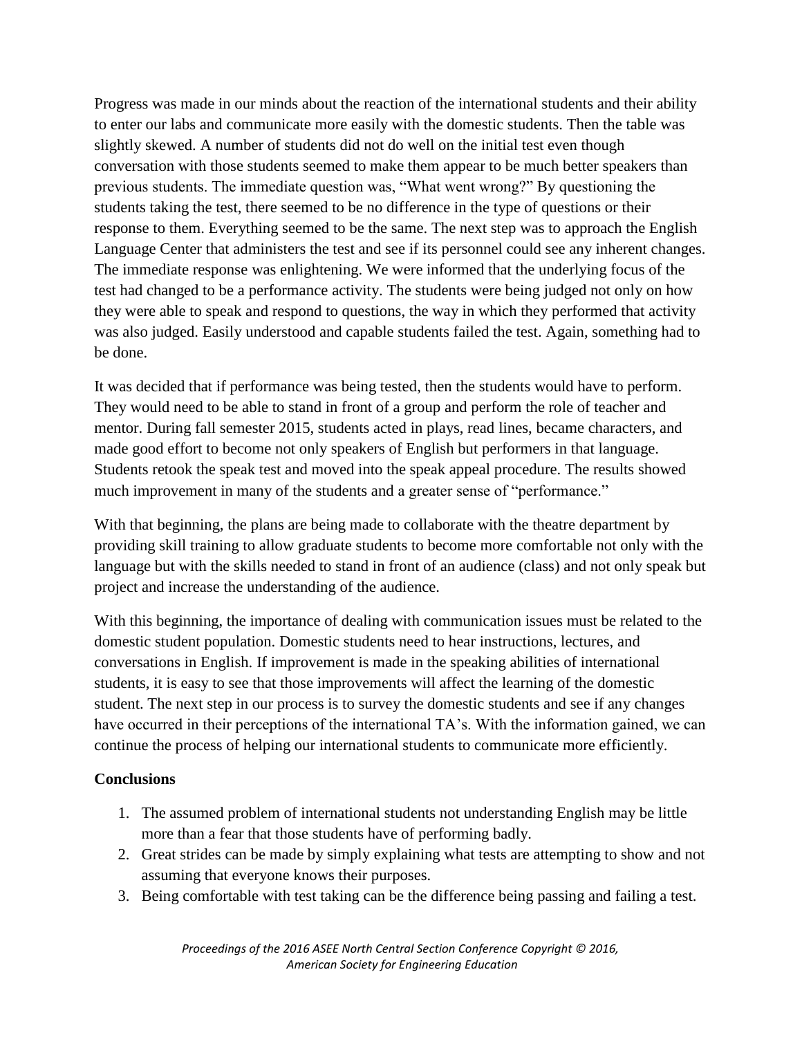Progress was made in our minds about the reaction of the international students and their ability to enter our labs and communicate more easily with the domestic students. Then the table was slightly skewed. A number of students did not do well on the initial test even though conversation with those students seemed to make them appear to be much better speakers than previous students. The immediate question was, "What went wrong?" By questioning the students taking the test, there seemed to be no difference in the type of questions or their response to them. Everything seemed to be the same. The next step was to approach the English Language Center that administers the test and see if its personnel could see any inherent changes. The immediate response was enlightening. We were informed that the underlying focus of the test had changed to be a performance activity. The students were being judged not only on how they were able to speak and respond to questions, the way in which they performed that activity was also judged. Easily understood and capable students failed the test. Again, something had to be done.

It was decided that if performance was being tested, then the students would have to perform. They would need to be able to stand in front of a group and perform the role of teacher and mentor. During fall semester 2015, students acted in plays, read lines, became characters, and made good effort to become not only speakers of English but performers in that language. Students retook the speak test and moved into the speak appeal procedure. The results showed much improvement in many of the students and a greater sense of "performance."

With that beginning, the plans are being made to collaborate with the theatre department by providing skill training to allow graduate students to become more comfortable not only with the language but with the skills needed to stand in front of an audience (class) and not only speak but project and increase the understanding of the audience.

With this beginning, the importance of dealing with communication issues must be related to the domestic student population. Domestic students need to hear instructions, lectures, and conversations in English. If improvement is made in the speaking abilities of international students, it is easy to see that those improvements will affect the learning of the domestic student. The next step in our process is to survey the domestic students and see if any changes have occurred in their perceptions of the international TA's. With the information gained, we can continue the process of helping our international students to communicate more efficiently.

**Conclusions**

1. The assumed problem of international students not understanding English may be little more than a fear that those students have of performing badly.
2. Great strides can be made by simply explaining what tests are attempting to show and not assuming that everyone knows their purposes.
3. Being comfortable with test taking can be the difference being passing and failing a test.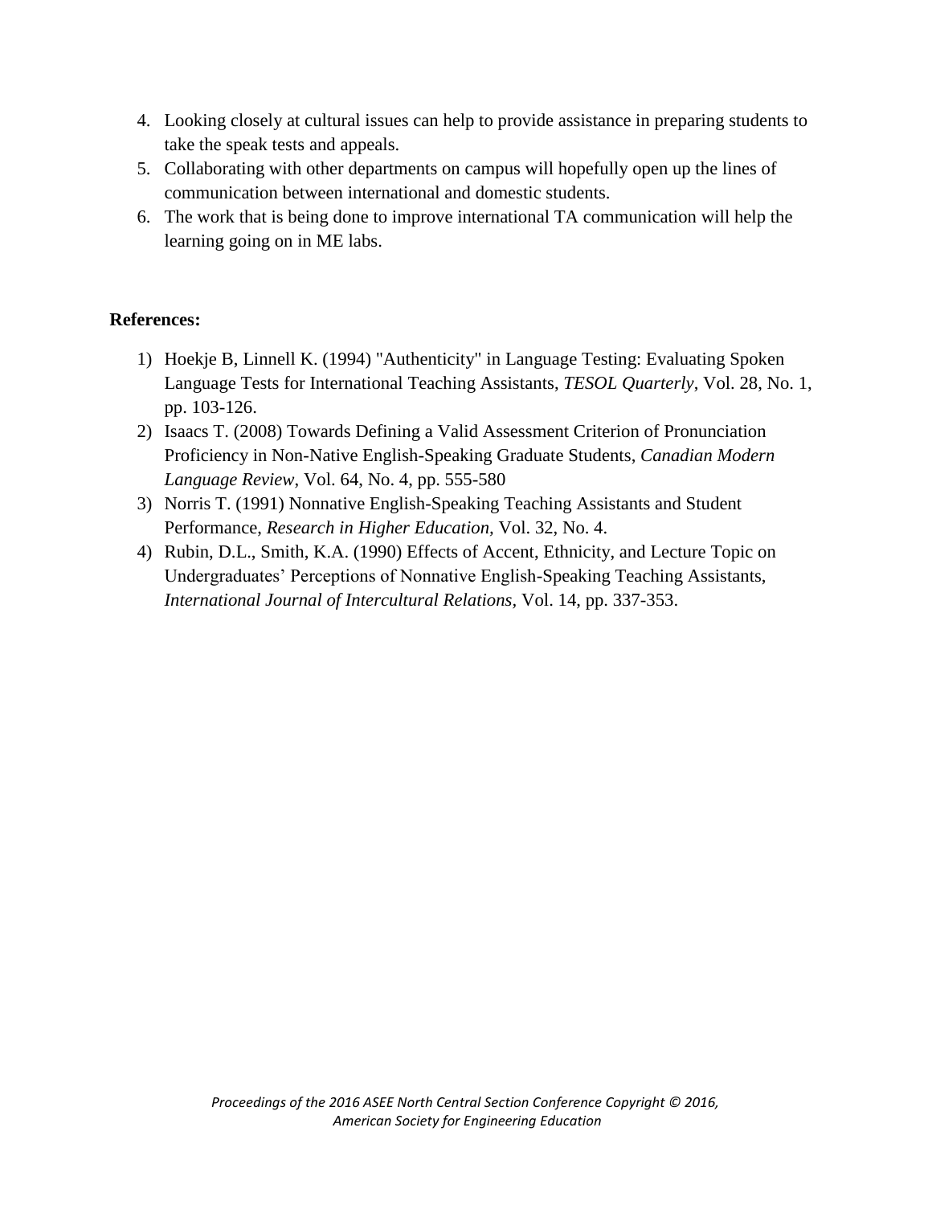4. Looking closely at cultural issues can help to provide assistance in preparing students to take the speak tests and appeals.
5. Collaborating with other departments on campus will hopefully open up the lines of communication between international and domestic students.
6. The work that is being done to improve international TA communication will help the learning going on in ME labs.

**References:**

1) Hoekje B, Linnell K. (1994) "Authenticity" in Language Testing: Evaluating Spoken Language Tests for International Teaching Assistants, *TESOL Quarterly*, Vol. 28, No. 1, pp. 103-126.
2) Isaacs T. (2008) Towards Defining a Valid Assessment Criterion of Pronunciation Proficiency in Non-Native English-Speaking Graduate Students, *Canadian Modern Language Review*, Vol. 64, No. 4, pp. 555-580
3) Norris T. (1991) Nonnative English-Speaking Teaching Assistants and Student Performance, *Research in Higher Education,* Vol. 32, No. 4.
4) Rubin, D.L., Smith, K.A. (1990) Effects of Accent, Ethnicity, and Lecture Topic on Undergraduates' Perceptions of Nonnative English-Speaking Teaching Assistants, *International Journal of Intercultural Relations*, Vol. 14, pp. 337-353.